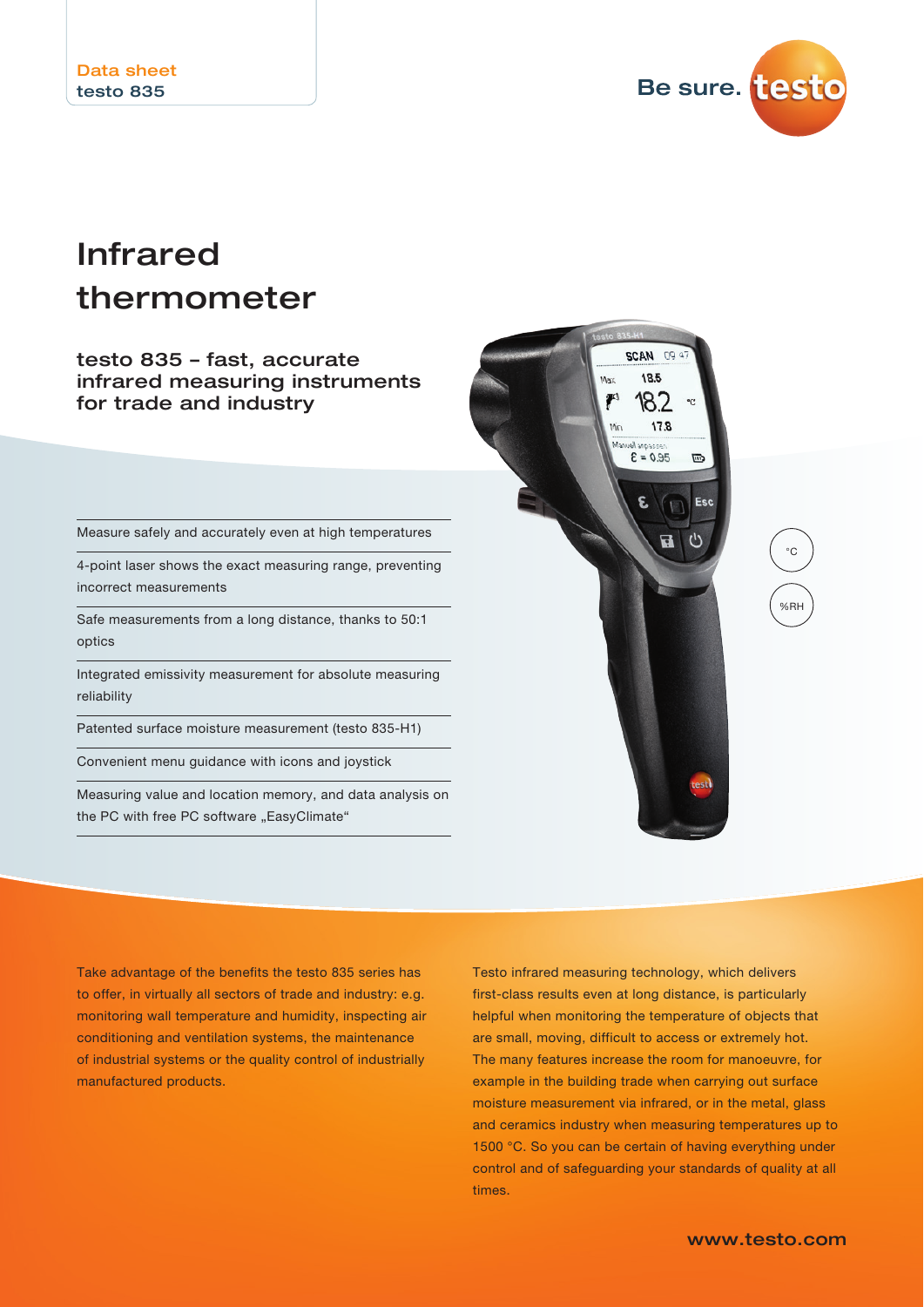Data sheet
testo 835

# Infrared thermometer

## testo 835 – fast, accurate infrared measuring instruments for trade and industry

- Measure safely and accurately even at high temperatures
- 4-point laser shows the exact measuring range, preventing incorrect measurements
- Safe measurements from a long distance, thanks to 50:1 optics
- Integrated emissivity measurement for absolute measuring reliability
- Patented surface moisture measurement (testo 835-H1)
- Convenient menu guidance with icons and joystick
- Measuring value and location memory, and data analysis on the PC with free PC software „EasyClimate"

°C

%RH

Take advantage of the benefits the testo 835 series has to offer, in virtually all sectors of trade and industry: e.g. monitoring wall temperature and humidity, inspecting air conditioning and ventilation systems, the maintenance of industrial systems or the quality control of industrially manufactured products.

Testo infrared measuring technology, which delivers first-class results even at long distance, is particularly helpful when monitoring the temperature of objects that are small, moving, difficult to access or extremely hot. The many features increase the room for manoeuvre, for example in the building trade when carrying out surface moisture measurement via infrared, or in the metal, glass and ceramics industry when measuring temperatures up to 1500 °C. So you can be certain of having everything under control and of safeguarding your standards of quality at all times.

www.testo.com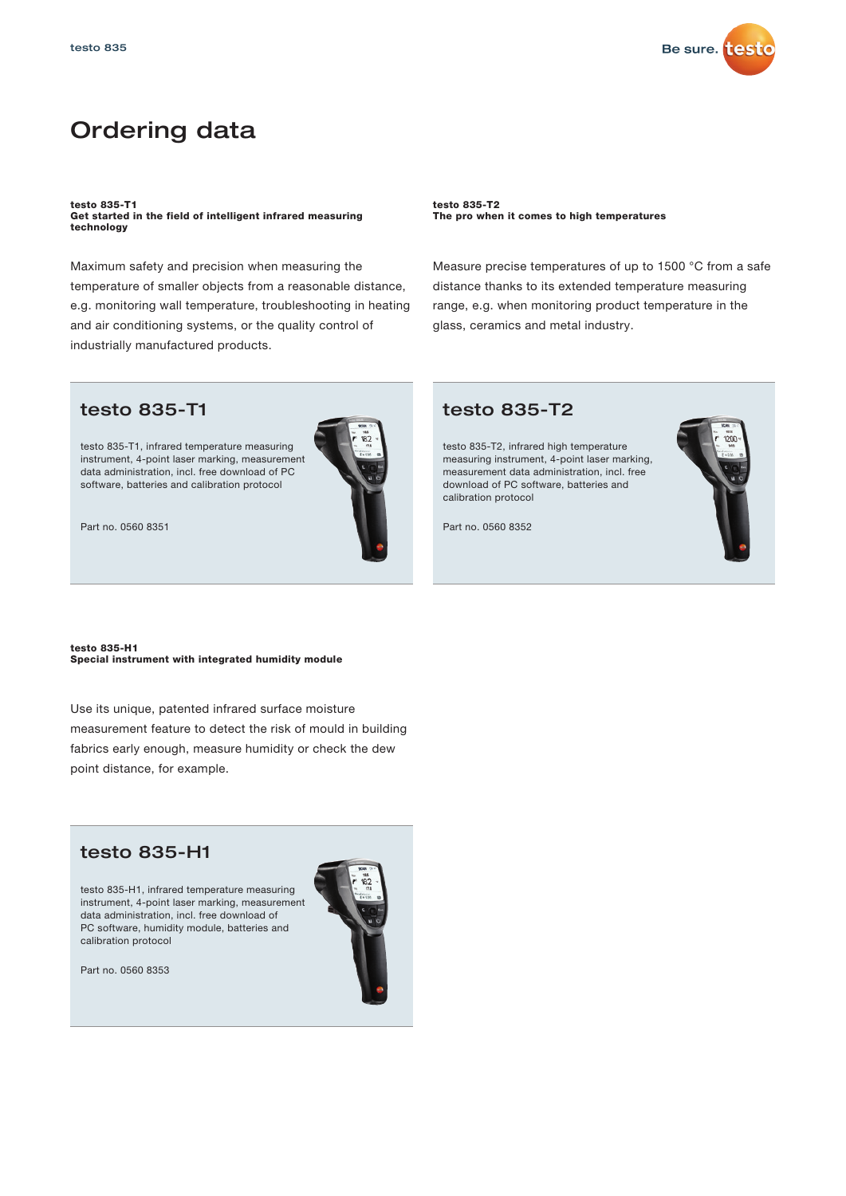# Ordering data

**testo 835-T1**
**Get started in the field of intelligent infrared measuring technology**

Maximum safety and precision when measuring the temperature of smaller objects from a reasonable distance, e.g. monitoring wall temperature, troubleshooting in heating and air conditioning systems, or the quality control of industrially manufactured products.

## testo 835-T1

testo 835-T1, infrared temperature measuring instrument, 4-point laser marking, measurement data administration, incl. free download of PC software, batteries and calibration protocol

Part no. 0560 8351

**testo 835-T2**
**The pro when it comes to high temperatures**

Measure precise temperatures of up to 1500 °C from a safe distance thanks to its extended temperature measuring range, e.g. when monitoring product temperature in the glass, ceramics and metal industry.

## testo 835-T2

testo 835-T2, infrared high temperature measuring instrument, 4-point laser marking, measurement data administration, incl. free download of PC software, batteries and calibration protocol

Part no. 0560 8352

**testo 835-H1**
**Special instrument with integrated humidity module**

Use its unique, patented infrared surface moisture measurement feature to detect the risk of mould in building fabrics early enough, measure humidity or check the dew point distance, for example.

## testo 835-H1

testo 835-H1, infrared temperature measuring instrument, 4-point laser marking, measurement data administration, incl. free download of PC software, humidity module, batteries and calibration protocol

Part no. 0560 8353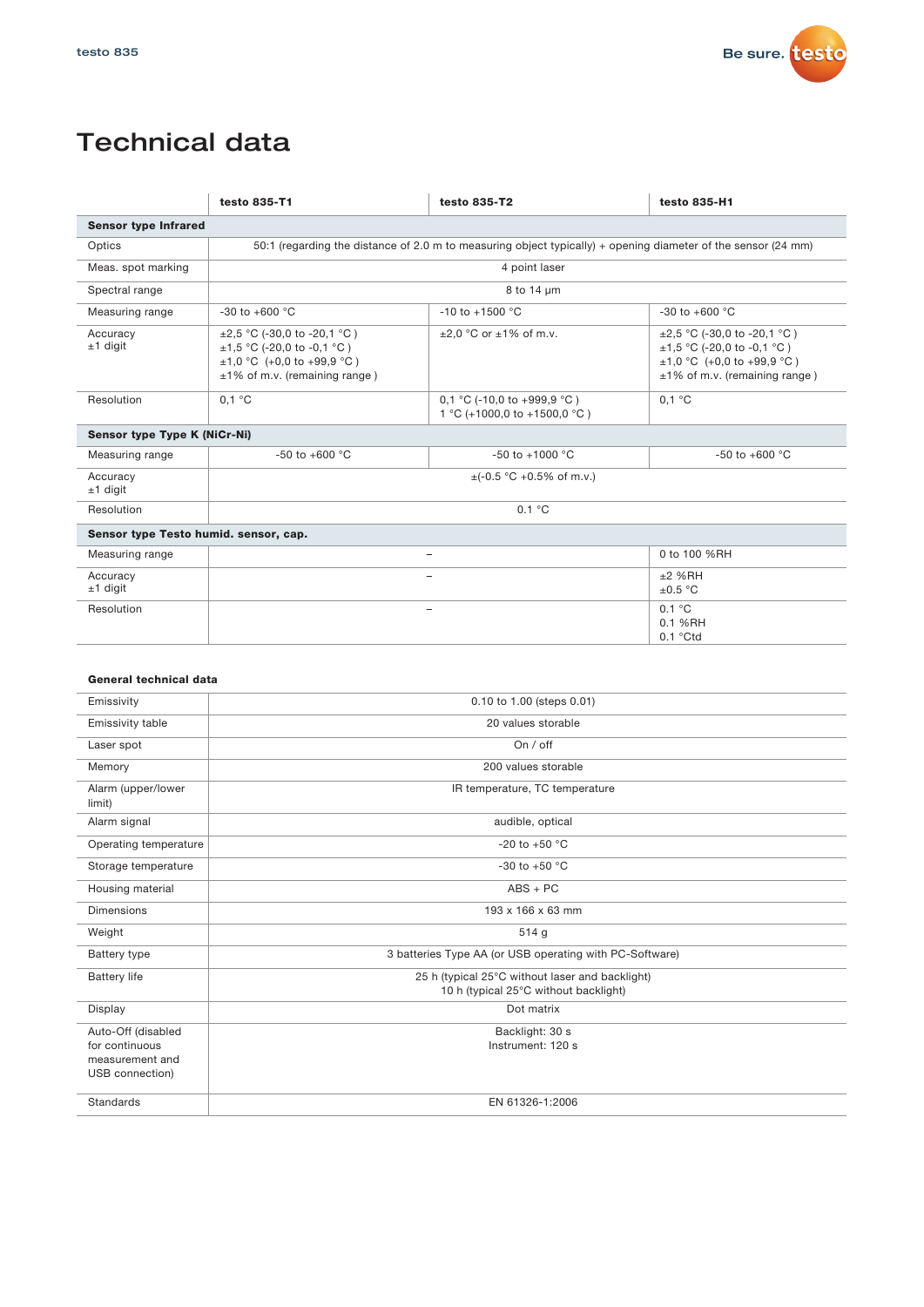# Technical data

| | testo 835-T1 | testo 835-T2 | testo 835-H1 |
|---|---|---|---|
| **Sensor type Infrared** | | | |
| Optics | 50:1 (regarding the distance of 2.0 m to measuring object typically) + opening diameter of the sensor (24 mm) | | |
| Meas. spot marking | 4 point laser | | |
| Spectral range | 8 to 14 µm | | |
| Measuring range | -30 to +600 °C | -10 to +1500 °C | -30 to +600 °C |
| Accuracy ±1 digit | ±2,5 °C (-30,0 to -20,1 °C ) ±1,5 °C (-20,0 to -0,1 °C ) ±1,0 °C (+0,0 to +99,9 °C ) ±1% of m.v. (remaining range ) | ±2,0 °C or ±1% of m.v. | ±2,5 °C (-30,0 to -20,1 °C ) ±1,5 °C (-20,0 to -0,1 °C ) ±1,0 °C (+0,0 to +99,9 °C ) ±1% of m.v. (remaining range ) |
| Resolution | 0,1 °C | 0,1 °C (-10,0 to +999,9 °C ) 1 °C (+1000,0 to +1500,0 °C ) | 0,1 °C |
| **Sensor type Type K (NiCr-Ni)** | | | |
| Measuring range | -50 to +600 °C | -50 to +1000 °C | -50 to +600 °C |
| Accuracy ±1 digit | ±(-0.5 °C +0.5% of m.v.) | | |
| Resolution | 0.1 °C | | |
| **Sensor type Testo humid. sensor, cap.** | | | |
| Measuring range | – | | 0 to 100 %RH |
| Accuracy ±1 digit | – | | ±2 %RH ±0.5 °C |
| Resolution | – | | 0.1 °C 0.1 %RH 0.1 °Ctd |

**General technical data**

| | |
|---|---|
| Emissivity | 0.10 to 1.00 (steps 0.01) |
| Emissivity table | 20 values storable |
| Laser spot | On / off |
| Memory | 200 values storable |
| Alarm (upper/lower limit) | IR temperature, TC temperature |
| Alarm signal | audible, optical |
| Operating temperature | -20 to +50 °C |
| Storage temperature | -30 to +50 °C |
| Housing material | ABS + PC |
| Dimensions | 193 x 166 x 63 mm |
| Weight | 514 g |
| Battery type | 3 batteries Type AA (or USB operating with PC-Software) |
| Battery life | 25 h (typical 25°C without laser and backlight) 10 h (typical 25°C without backlight) |
| Display | Dot matrix |
| Auto-Off (disabled for continuous measurement and USB connection) | Backlight: 30 s Instrument: 120 s |
| Standards | EN 61326-1:2006 |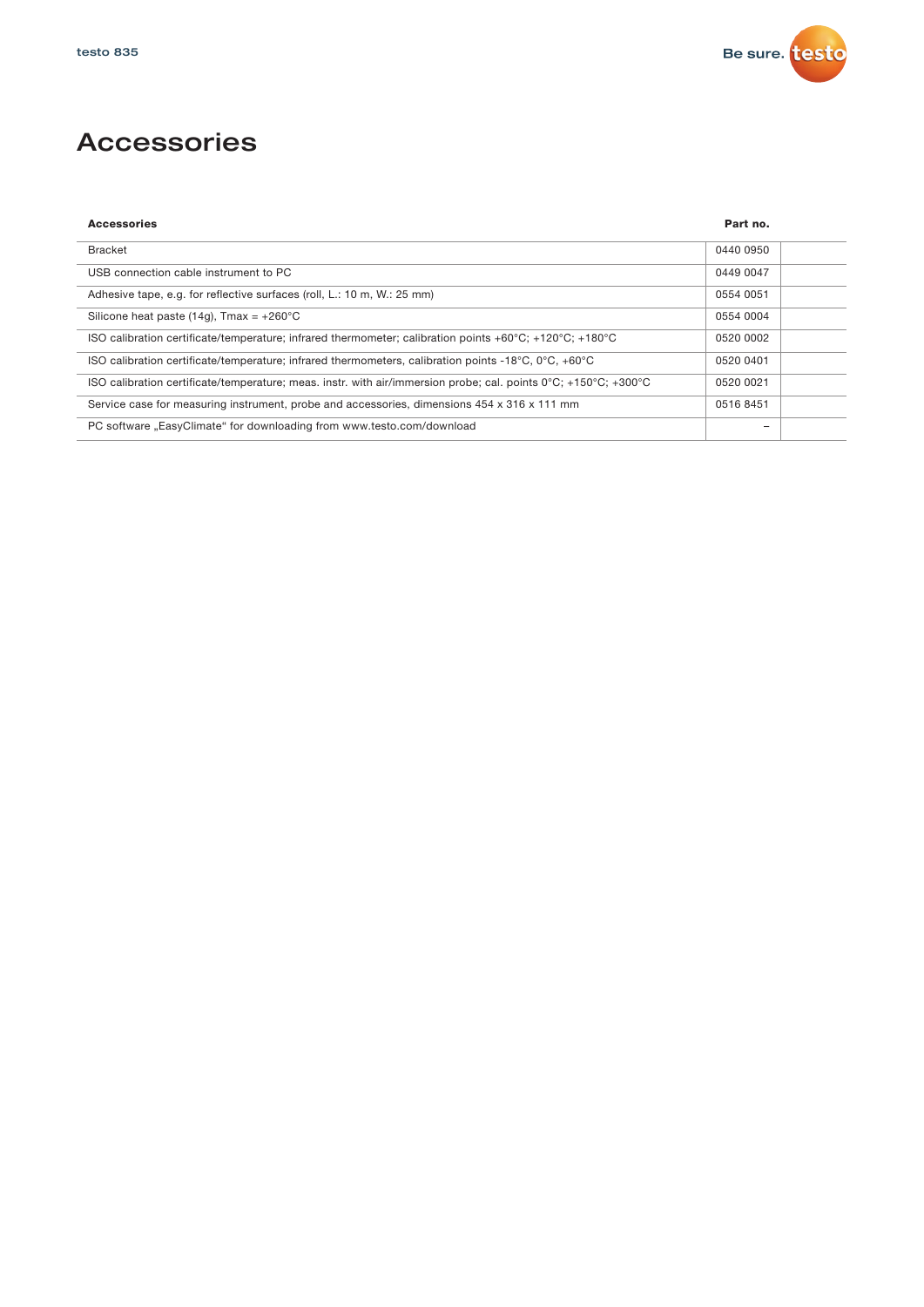# Accessories

| Accessories | Part no. |
|---|---|
| Bracket | 0440 0950 |
| USB connection cable instrument to PC | 0449 0047 |
| Adhesive tape, e.g. for reflective surfaces (roll, L.: 10 m, W.: 25 mm) | 0554 0051 |
| Silicone heat paste (14g), Tmax = +260°C | 0554 0004 |
| ISO calibration certificate/temperature; infrared thermometer; calibration points +60°C; +120°C; +180°C | 0520 0002 |
| ISO calibration certificate/temperature; infrared thermometers, calibration points -18°C, 0°C, +60°C | 0520 0401 |
| ISO calibration certificate/temperature; meas. instr. with air/immersion probe; cal. points 0°C; +150°C; +300°C | 0520 0021 |
| Service case for measuring instrument, probe and accessories, dimensions 454 x 316 x 111 mm | 0516 8451 |
| PC software „EasyClimate“ for downloading from www.testo.com/download | – |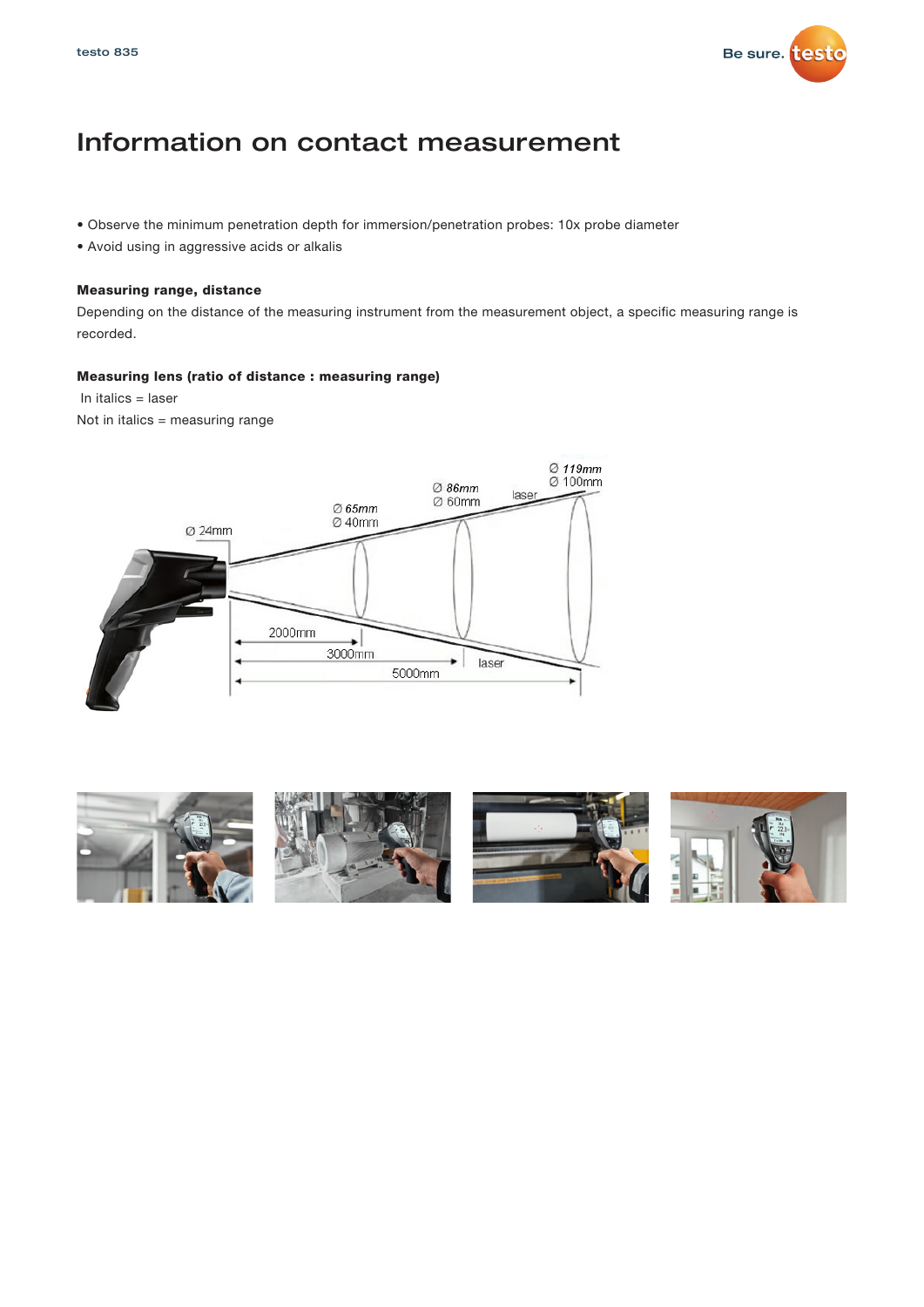# Information on contact measurement

- Observe the minimum penetration depth for immersion/penetration probes: 10x probe diameter
- Avoid using in aggressive acids or alkalis

**Measuring range, distance**

Depending on the distance of the measuring instrument from the measurement object, a specific measuring range is recorded.

**Measuring lens (ratio of distance : measuring range)**

In italics = laser

Not in italics = measuring range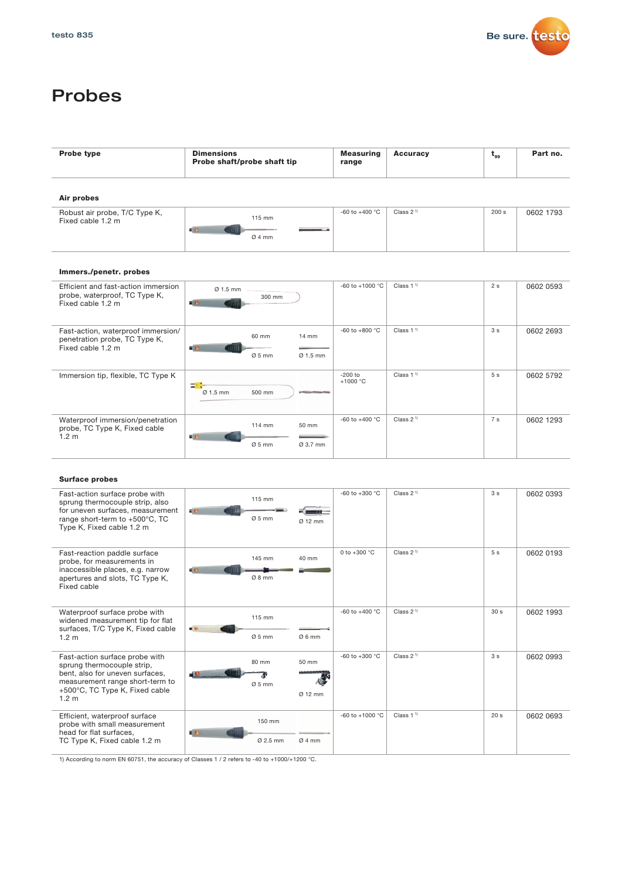# Probes

| Probe type | Dimensions Probe shaft/probe shaft tip | Measuring range | Accuracy | $t_{99}$ | Part no. |
|---|---|---|---|---|---|
| **Air probes** | | | | | |
| Robust air probe, T/C Type K, Fixed cable 1.2 m | 115 mm; Ø 4 mm | -60 to +400 °C | Class 2 [1] | 200 s | 0602 1793 |
| **Immers./penetr. probes** | | | | | |
| Efficient and fast-action immersion probe, waterproof, TC Type K, Fixed cable 1.2 m | Ø 1.5 mm; 300 mm | -60 to +1000 °C | Class 1 [1] | 2 s | 0602 0593 |
| Fast-action, waterproof immersion/ penetration probe, TC Type K, Fixed cable 1.2 m | 60 mm; Ø 5 mm; 14 mm; Ø 1.5 mm | -60 to +800 °C | Class 1 [1] | 3 s | 0602 2693 |
| Immersion tip, flexible, TC Type K | Ø 1.5 mm; 500 mm | -200 to +1000 °C | Class 1 [1] | 5 s | 0602 5792 |
| Waterproof immersion/penetration probe, TC Type K, Fixed cable 1.2 m | 114 mm; Ø 5 mm; 50 mm; Ø 3.7 mm | -60 to +400 °C | Class 2 [1] | 7 s | 0602 1293 |
| **Surface probes** | | | | | |
| Fast-action surface probe with sprung thermocouple strip, also for uneven surfaces, measurement range short-term to +500°C, TC Type K, Fixed cable 1.2 m | 115 mm; Ø 5 mm; Ø 12 mm | -60 to +300 °C | Class 2 [1] | 3 s | 0602 0393 |
| Fast-reaction paddle surface probe, for measurements in inaccessible places, e.g. narrow apertures and slots, TC Type K, Fixed cable | 145 mm; Ø 8 mm; 40 mm | 0 to +300 °C | Class 2 [1] | 5 s | 0602 0193 |
| Waterproof surface probe with widened measurement tip for flat surfaces, T/C Type K, Fixed cable 1.2 m | 115 mm; Ø 5 mm; Ø 6 mm | -60 to +400 °C | Class 2 [1] | 30 s | 0602 1993 |
| Fast-action surface probe with sprung thermocouple strip, bent, also for uneven surfaces, measurement range short-term to +500°C, TC Type K, Fixed cable 1.2 m | 80 mm; Ø 5 mm; 50 mm; Ø 12 mm | -60 to +300 °C | Class 2 [1] | 3 s | 0602 0993 |
| Efficient, waterproof surface probe with small measurement head for flat surfaces, TC Type K, Fixed cable 1.2 m | 150 mm; Ø 2.5 mm; Ø 4 mm | -60 to +1000 °C | Class 1 [1] | 20 s | 0602 0693 |

1) According to norm EN 60751, the accuracy of Classes 1 / 2 refers to -40 to +1000/+1200 °C.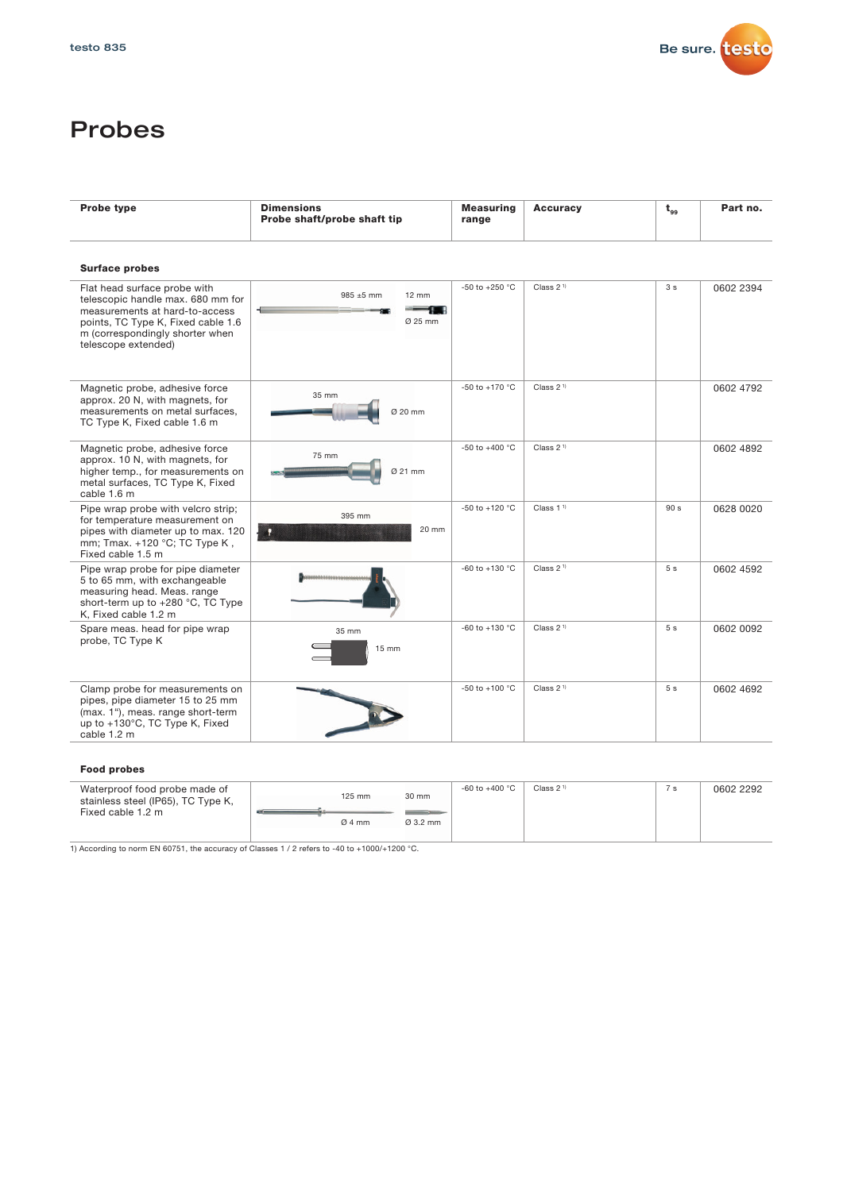# Probes

| Probe type | Dimensions Probe shaft/probe shaft tip | Measuring range | Accuracy | $t_{99}$ | Part no. |
|---|---|---|---|---|---|
| **Surface probes** | | | | | |
| Flat head surface probe with telescopic handle max. 680 mm for measurements at hard-to-access points, TC Type K, Fixed cable 1.6 m (correspondingly shorter when telescope extended) | 985 ±5 mm; 12 mm; Ø 25 mm | -50 to +250 °C | Class 2 [1] | 3 s | 0602 2394 |
| Magnetic probe, adhesive force approx. 20 N, with magnets, for measurements on metal surfaces, TC Type K, Fixed cable 1.6 m | 35 mm; Ø 20 mm | -50 to +170 °C | Class 2 [1] | | 0602 4792 |
| Magnetic probe, adhesive force approx. 10 N, with magnets, for higher temp., for measurements on metal surfaces, TC Type K, Fixed cable 1.6 m | 75 mm; Ø 21 mm | -50 to +400 °C | Class 2 [1] | | 0602 4892 |
| Pipe wrap probe with velcro strip; for temperature measurement on pipes with diameter up to max. 120 mm; Tmax. +120 °C; TC Type K , Fixed cable 1.5 m | 395 mm; 20 mm | -50 to +120 °C | Class 1 [1] | 90 s | 0628 0020 |
| Pipe wrap probe for pipe diameter 5 to 65 mm, with exchangeable measuring head. Meas. range short-term up to +280 °C, TC Type K, Fixed cable 1.2 m | | -60 to +130 °C | Class 2 [1] | 5 s | 0602 4592 |
| Spare meas. head for pipe wrap probe, TC Type K | 35 mm; 15 mm | -60 to +130 °C | Class 2 [1] | 5 s | 0602 0092 |
| Clamp probe for measurements on pipes, pipe diameter 15 to 25 mm (max. 1"), meas. range short-term up to +130°C, TC Type K, Fixed cable 1.2 m | | -50 to +100 °C | Class 2 [1] | 5 s | 0602 4692 |
| **Food probes** | | | | | |
| Waterproof food probe made of stainless steel (IP65), TC Type K, Fixed cable 1.2 m | 125 mm; 30 mm; Ø 4 mm; Ø 3.2 mm | -60 to +400 °C | Class 2 [1] | 7 s | 0602 2292 |

1) According to norm EN 60751, the accuracy of Classes 1 / 2 refers to -40 to +1000/+1200 °C.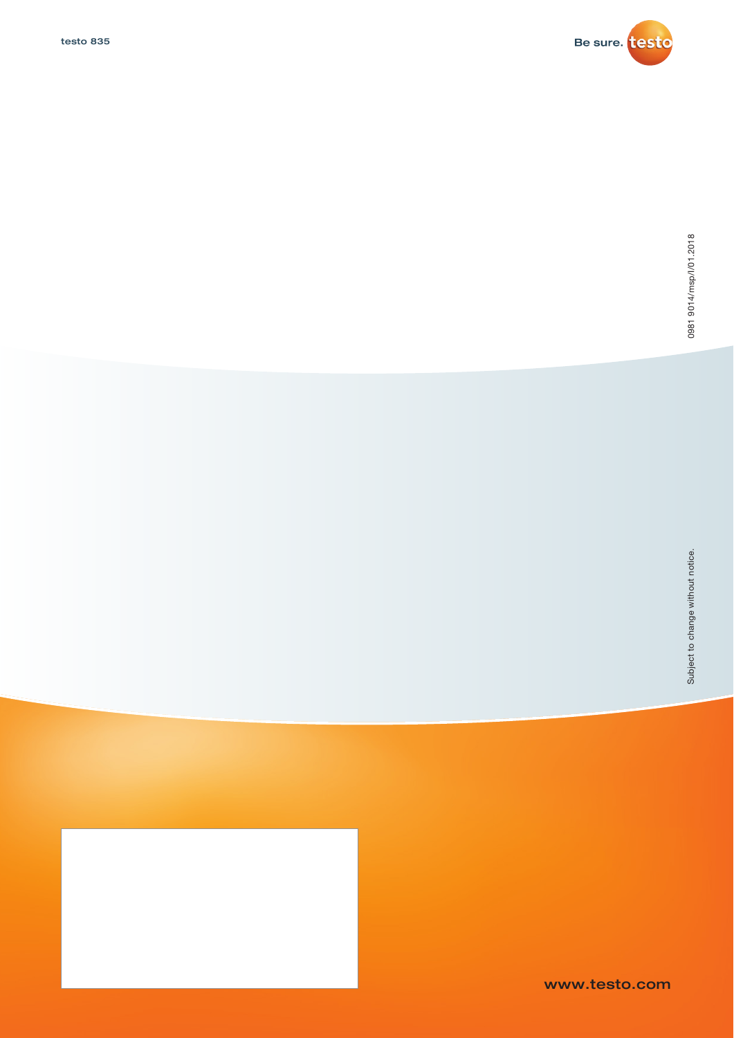testo 835

Be sure. testo

0981 9014/msp/I/01.2018

Subject to change without notice.

www.testo.com